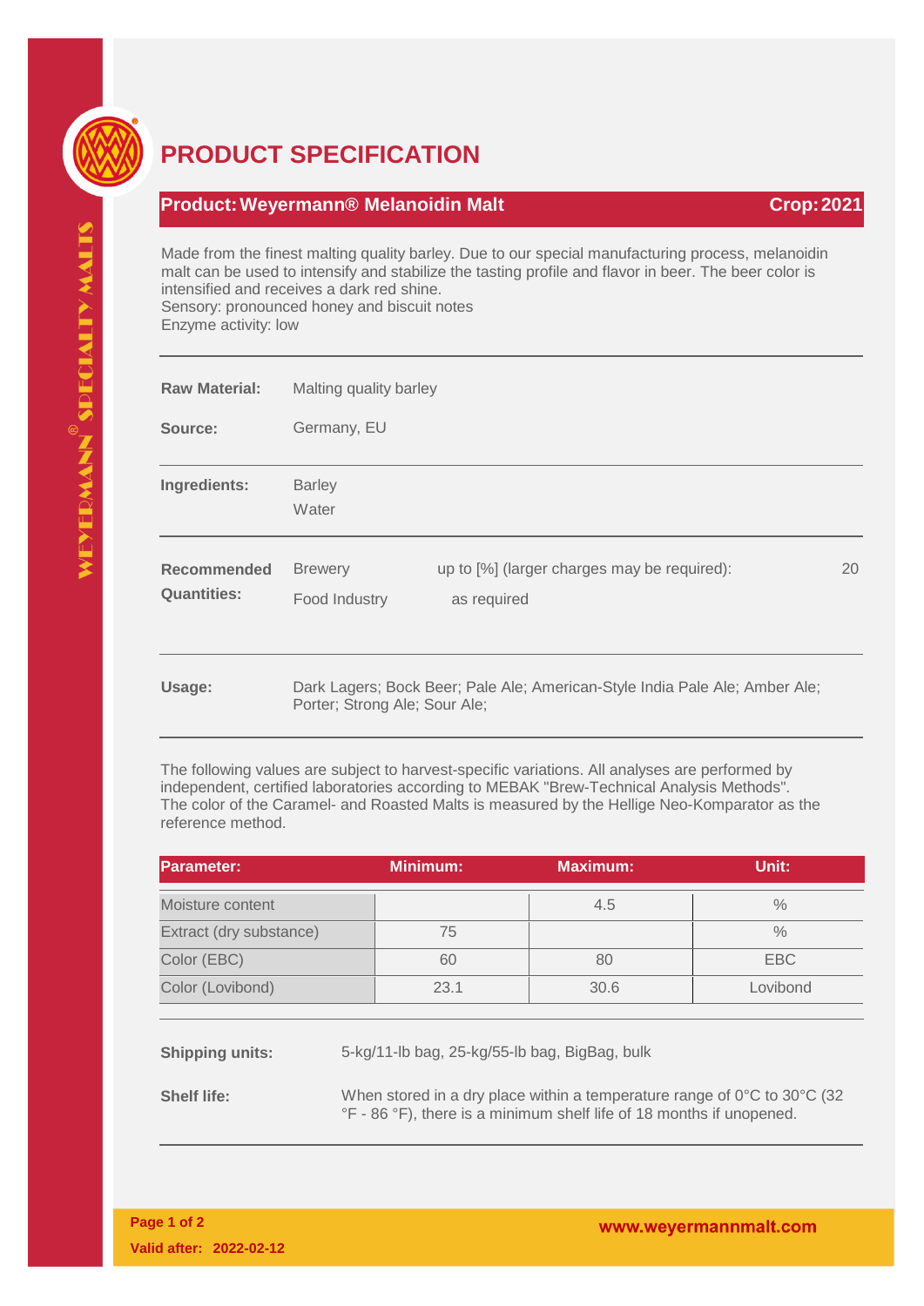# PRODUCT SPECIFICATION

**Product: Weyermann® Melanoidin Malt** **Crop: 2021**

Made from the finest malting quality barley. Due to our special manufacturing process, melanoidin malt can be used to intensify and stabilize the tasting profile and flavor in beer. The beer color is intensified and receives a dark red shine.
Sensory: pronounced honey and biscuit notes
Enzyme activity: low

**Raw Material:** Malting quality barley

**Source:** Germany, EU

**Ingredients:** Barley
Water

**Recommended Quantities:**

- Brewery — up to [%] (larger charges may be required): 20
- Food Industry — as required

**Usage:** Dark Lagers; Bock Beer; Pale Ale; American-Style India Pale Ale; Amber Ale; Porter; Strong Ale; Sour Ale;

The following values are subject to harvest-specific variations. All analyses are performed by independent, certified laboratories according to MEBAK "Brew-Technical Analysis Methods". The color of the Caramel- and Roasted Malts is measured by the Hellige Neo-Komparator as the reference method.

| Parameter: | Minimum: | Maximum: | Unit: |
|---|---|---|---|
| Moisture content | | 4.5 | % |
| Extract (dry substance) | 75 | | % |
| Color (EBC) | 60 | 80 | EBC |
| Color (Lovibond) | 23.1 | 30.6 | Lovibond |

**Shipping units:** 5-kg/11-lb bag, 25-kg/55-lb bag, BigBag, bulk

**Shelf life:** When stored in a dry place within a temperature range of 0°C to 30°C (32 °F - 86 °F), there is a minimum shelf life of 18 months if unopened.

Valid after: 2022-02-12

www.weyermannmalt.com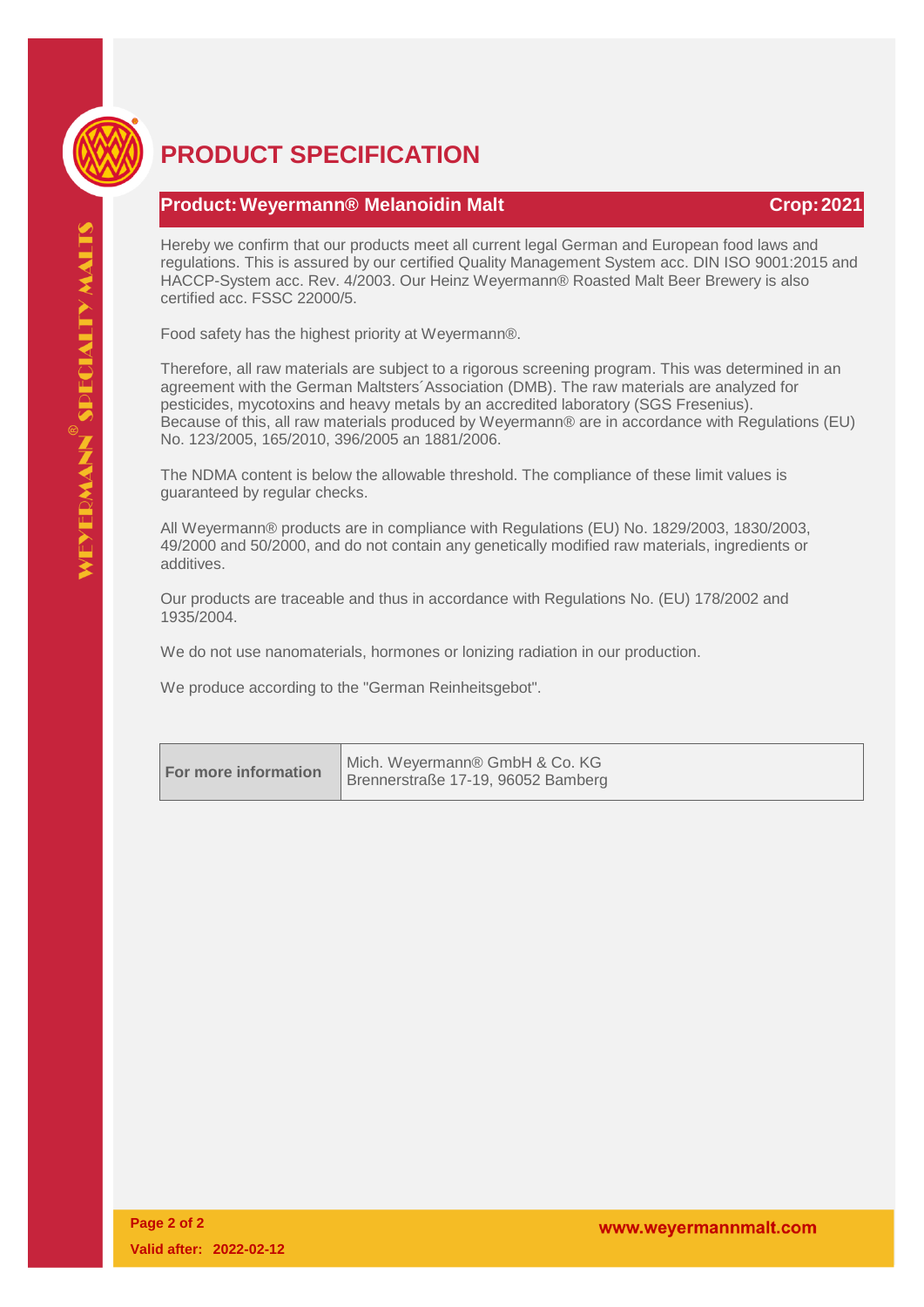# PRODUCT SPECIFICATION

**Product: Weyermann® Melanoidin Malt** **Crop: 2021**

Hereby we confirm that our products meet all current legal German and European food laws and regulations. This is assured by our certified Quality Management System acc. DIN ISO 9001:2015 and HACCP-System acc. Rev. 4/2003. Our Heinz Weyermann® Roasted Malt Beer Brewery is also certified acc. FSSC 22000/5.

Food safety has the highest priority at Weyermann®.

Therefore, all raw materials are subject to a rigorous screening program. This was determined in an agreement with the German Maltsters´Association (DMB). The raw materials are analyzed for pesticides, mycotoxins and heavy metals by an accredited laboratory (SGS Fresenius). Because of this, all raw materials produced by Weyermann® are in accordance with Regulations (EU) No. 123/2005, 165/2010, 396/2005 an 1881/2006.

The NDMA content is below the allowable threshold. The compliance of these limit values is guaranteed by regular checks.

All Weyermann® products are in compliance with Regulations (EU) No. 1829/2003, 1830/2003, 49/2000 and 50/2000, and do not contain any genetically modified raw materials, ingredients or additives.

Our products are traceable and thus in accordance with Regulations No. (EU) 178/2002 and 1935/2004.

We do not use nanomaterials, hormones or Ionizing radiation in our production.

We produce according to the "German Reinheitsgebot".

| | |
|---|---|
| **For more information** | Mich. Weyermann® GmbH & Co. KG<br>Brennerstraße 17-19, 96052 Bamberg |

**Valid after: 2022-02-12**

**www.weyermannmalt.com**